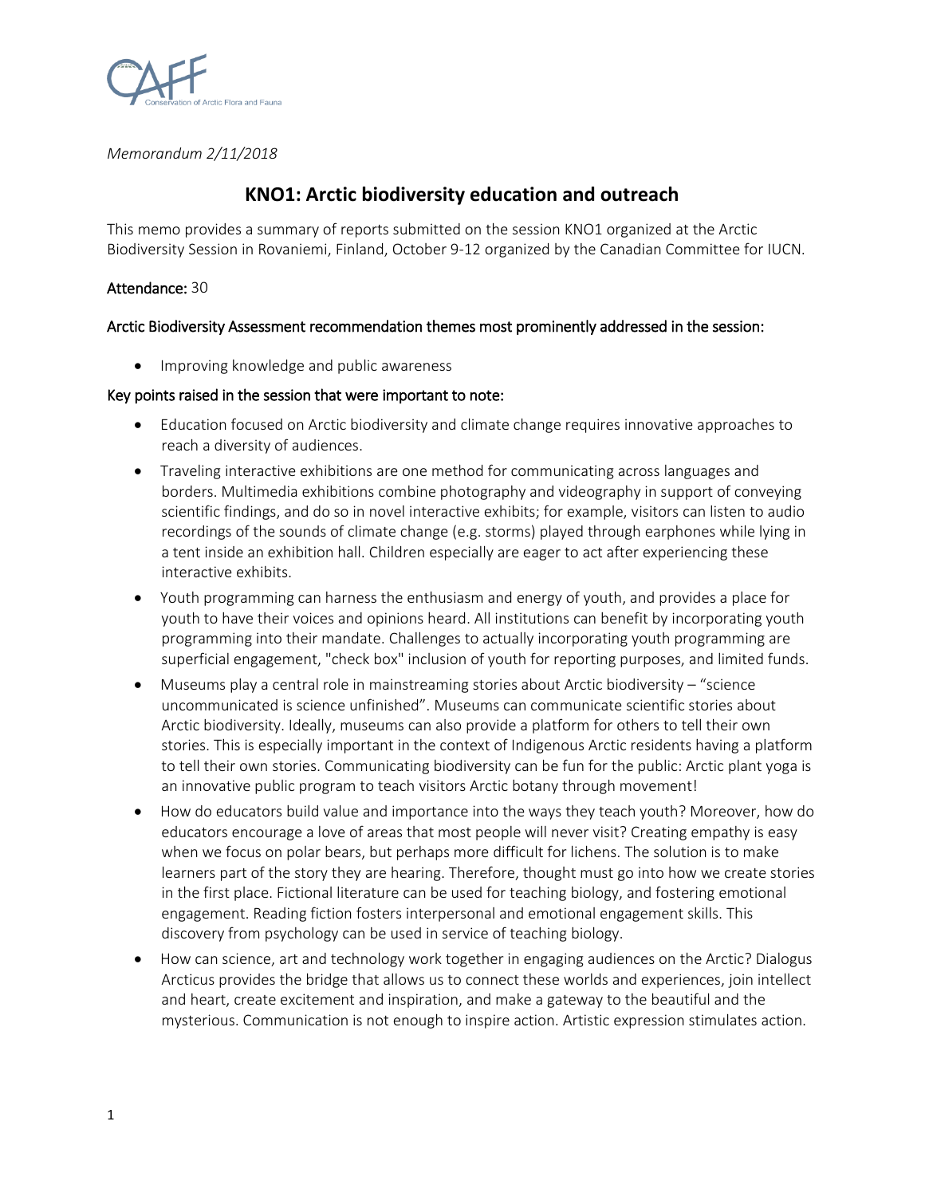*Memorandum 2/11/2018*

# KNO1: Arctic biodiversity education and outreach

This memo provides a summary of reports submitted on the session KNO1 organized at the Arctic Biodiversity Session in Rovaniemi, Finland, October 9-12 organized by the Canadian Committee for IUCN.

**Attendance:** 30

**Arctic Biodiversity Assessment recommendation themes most prominently addressed in the session:**

- Improving knowledge and public awareness

**Key points raised in the session that were important to note:**

- Education focused on Arctic biodiversity and climate change requires innovative approaches to reach a diversity of audiences.
- Traveling interactive exhibitions are one method for communicating across languages and borders. Multimedia exhibitions combine photography and videography in support of conveying scientific findings, and do so in novel interactive exhibits; for example, visitors can listen to audio recordings of the sounds of climate change (e.g. storms) played through earphones while lying in a tent inside an exhibition hall. Children especially are eager to act after experiencing these interactive exhibits.
- Youth programming can harness the enthusiasm and energy of youth, and provides a place for youth to have their voices and opinions heard. All institutions can benefit by incorporating youth programming into their mandate. Challenges to actually incorporating youth programming are superficial engagement, "check box" inclusion of youth for reporting purposes, and limited funds.
- Museums play a central role in mainstreaming stories about Arctic biodiversity – "science uncommunicated is science unfinished". Museums can communicate scientific stories about Arctic biodiversity. Ideally, museums can also provide a platform for others to tell their own stories. This is especially important in the context of Indigenous Arctic residents having a platform to tell their own stories. Communicating biodiversity can be fun for the public: Arctic plant yoga is an innovative public program to teach visitors Arctic botany through movement!
- How do educators build value and importance into the ways they teach youth? Moreover, how do educators encourage a love of areas that most people will never visit? Creating empathy is easy when we focus on polar bears, but perhaps more difficult for lichens. The solution is to make learners part of the story they are hearing. Therefore, thought must go into how we create stories in the first place. Fictional literature can be used for teaching biology, and fostering emotional engagement. Reading fiction fosters interpersonal and emotional engagement skills. This discovery from psychology can be used in service of teaching biology.
- How can science, art and technology work together in engaging audiences on the Arctic? Dialogus Arcticus provides the bridge that allows us to connect these worlds and experiences, join intellect and heart, create excitement and inspiration, and make a gateway to the beautiful and the mysterious. Communication is not enough to inspire action. Artistic expression stimulates action.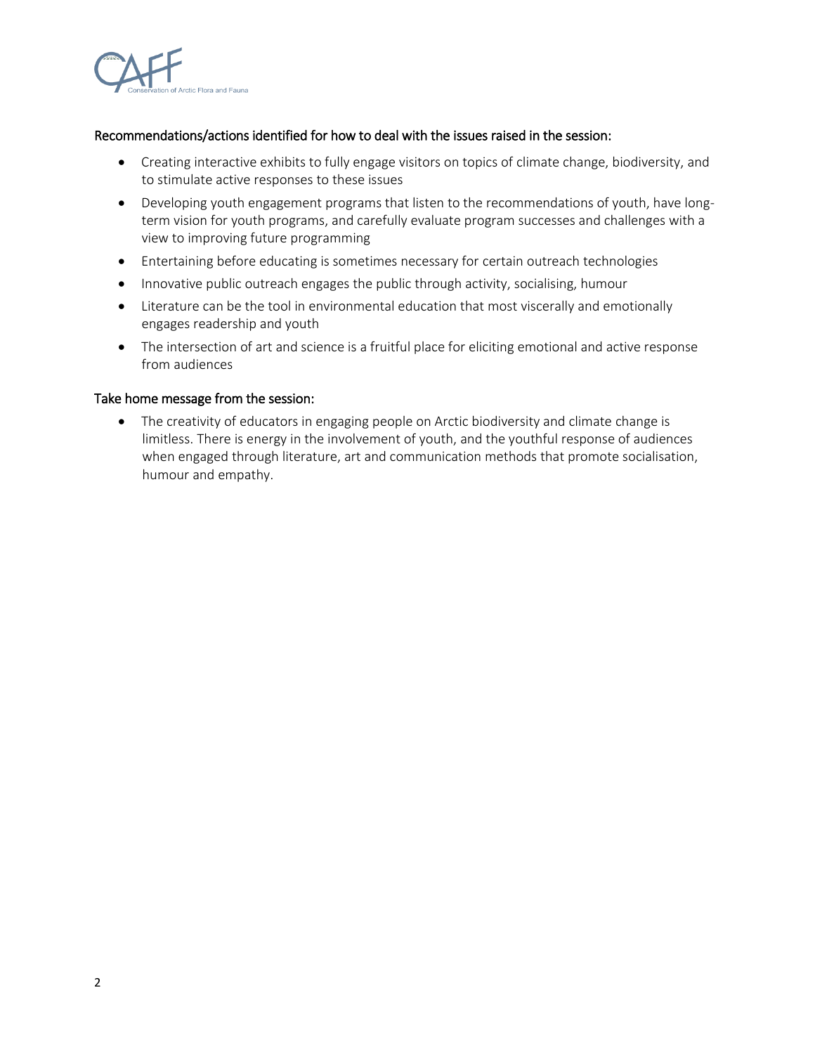### Recommendations/actions identified for how to deal with the issues raised in the session:

- Creating interactive exhibits to fully engage visitors on topics of climate change, biodiversity, and to stimulate active responses to these issues
- Developing youth engagement programs that listen to the recommendations of youth, have long-term vision for youth programs, and carefully evaluate program successes and challenges with a view to improving future programming
- Entertaining before educating is sometimes necessary for certain outreach technologies
- Innovative public outreach engages the public through activity, socialising, humour
- Literature can be the tool in environmental education that most viscerally and emotionally engages readership and youth
- The intersection of art and science is a fruitful place for eliciting emotional and active response from audiences

### Take home message from the session:

- The creativity of educators in engaging people on Arctic biodiversity and climate change is limitless. There is energy in the involvement of youth, and the youthful response of audiences when engaged through literature, art and communication methods that promote socialisation, humour and empathy.